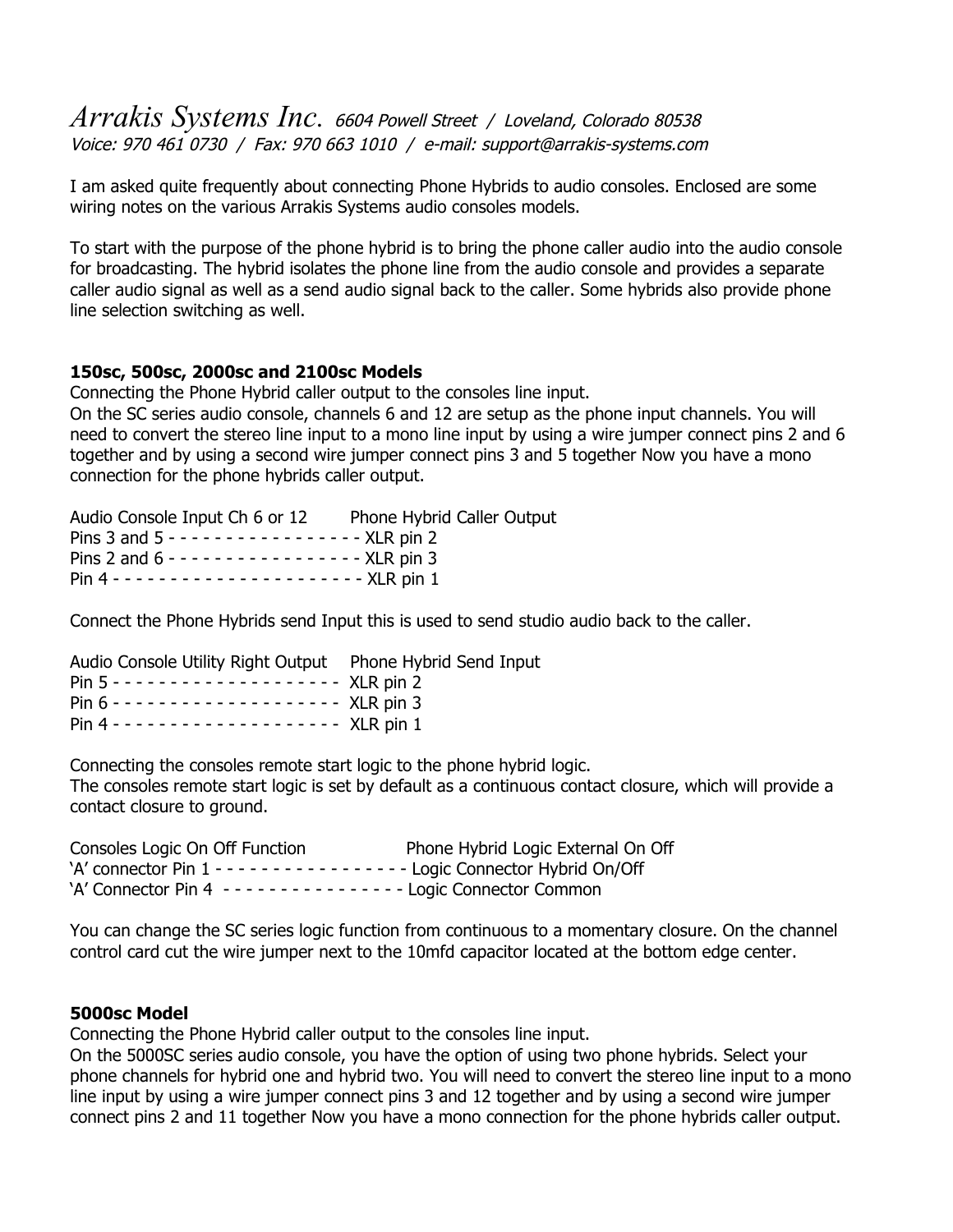*Arrakis Systems Inc.* *6604 Powell Street / Loveland, Colorado 80538*
*Voice: 970 461 0730 / Fax: 970 663 1010 / e-mail: support@arrakis-systems.com*

I am asked quite frequently about connecting Phone Hybrids to audio consoles. Enclosed are some wiring notes on the various Arrakis Systems audio consoles models.

To start with the purpose of the phone hybrid is to bring the phone caller audio into the audio console for broadcasting. The hybrid isolates the phone line from the audio console and provides a separate caller audio signal as well as a send audio signal back to the caller. Some hybrids also provide phone line selection switching as well.

**150sc, 500sc, 2000sc and 2100sc Models**

Connecting the Phone Hybrid caller output to the consoles line input.
On the SC series audio console, channels 6 and 12 are setup as the phone input channels. You will need to convert the stereo line input to a mono line input by using a wire jumper connect pins 2 and 6 together and by using a second wire jumper connect pins 3 and 5 together Now you have a mono connection for the phone hybrids caller output.

Audio Console Input Ch 6 or 12        Phone Hybrid Caller Output
Pins 3 and 5 - - - - - - - - - - - - - - - - - XLR pin 2
Pins 2 and 6 - - - - - - - - - - - - - - - - - XLR pin 3
Pin 4 - - - - - - - - - - - - - - - - - - - - - - XLR pin 1

Connect the Phone Hybrids send Input this is used to send studio audio back to the caller.

Audio Console Utility Right Output    Phone Hybrid Send Input
Pin 5 - - - - - - - - - - - - - - - - - - - - XLR pin 2
Pin 6 - - - - - - - - - - - - - - - - - - - - XLR pin 3
Pin 4 - - - - - - - - - - - - - - - - - - - - XLR pin 1

Connecting the consoles remote start logic to the phone hybrid logic.
The consoles remote start logic is set by default as a continuous contact closure, which will provide a contact closure to ground.

Consoles Logic On Off Function                Phone Hybrid Logic External On Off
'A' connector Pin 1 - - - - - - - - - - - - - - - - - Logic Connector Hybrid On/Off
'A' Connector Pin 4 - - - - - - - - - - - - - - - Logic Connector Common

You can change the SC series logic function from continuous to a momentary closure. On the channel control card cut the wire jumper next to the 10mfd capacitor located at the bottom edge center.

**5000sc Model**

Connecting the Phone Hybrid caller output to the consoles line input.
On the 5000SC series audio console, you have the option of using two phone hybrids. Select your phone channels for hybrid one and hybrid two. You will need to convert the stereo line input to a mono line input by using a wire jumper connect pins 3 and 12 together and by using a second wire jumper connect pins 2 and 11 together Now you have a mono connection for the phone hybrids caller output.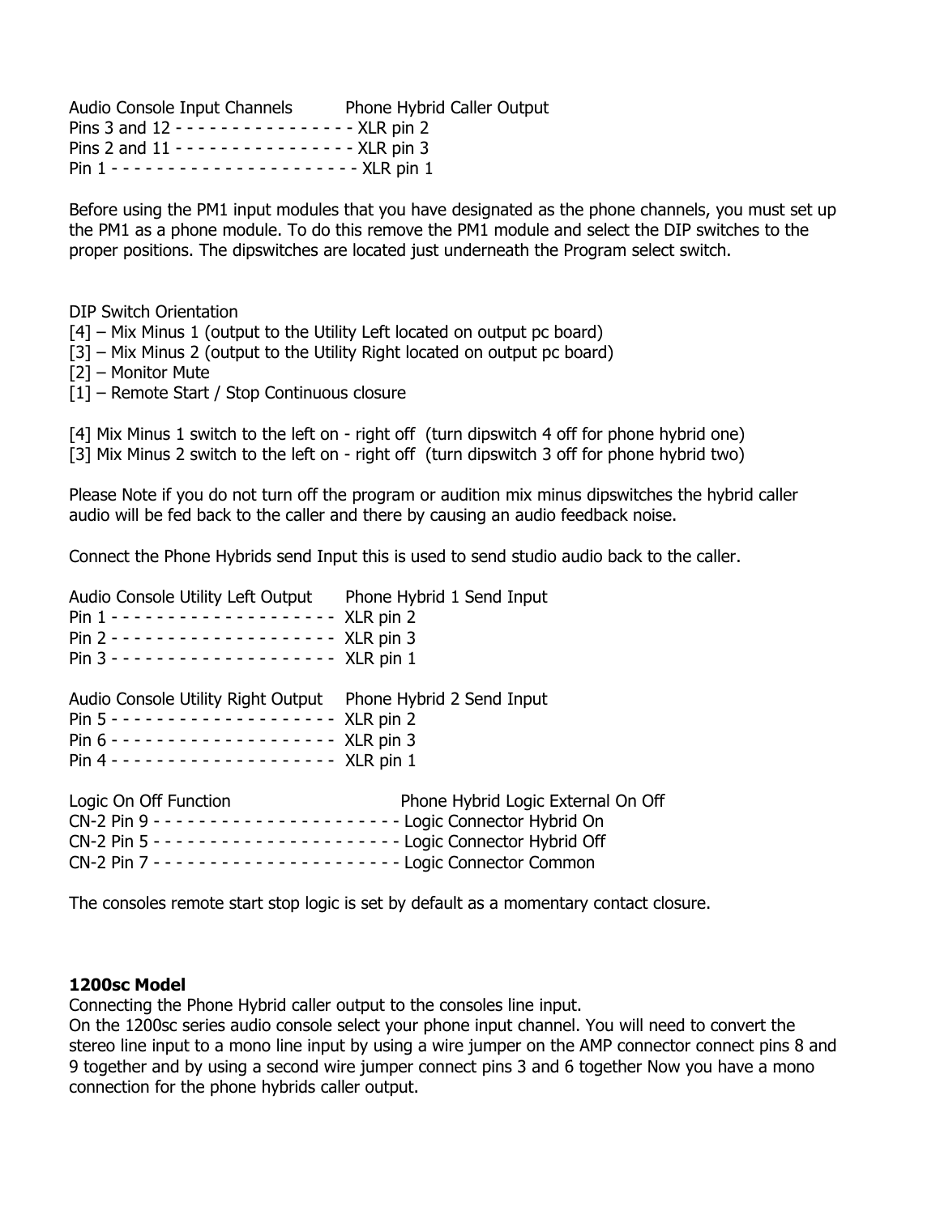Audio Console Input Channels          Phone Hybrid Caller Output
Pins 3 and 12 - - - - - - - - - - - - - - - - XLR pin 2
Pins 2 and 11 - - - - - - - - - - - - - - - - XLR pin 3
Pin 1 - - - - - - - - - - - - - - - - - - - - - - XLR pin 1

Before using the PM1 input modules that you have designated as the phone channels, you must set up the PM1 as a phone module. To do this remove the PM1 module and select the DIP switches to the proper positions. The dipswitches are located just underneath the Program select switch.

DIP Switch Orientation
[4] – Mix Minus 1 (output to the Utility Left located on output pc board)
[3] – Mix Minus 2 (output to the Utility Right located on output pc board)
[2] – Monitor Mute
[1] – Remote Start / Stop Continuous closure

[4] Mix Minus 1 switch to the left on - right off  (turn dipswitch 4 off for phone hybrid one)
[3] Mix Minus 2 switch to the left on - right off  (turn dipswitch 3 off for phone hybrid two)

Please Note if you do not turn off the program or audition mix minus dipswitches the hybrid caller audio will be fed back to the caller and there by causing an audio feedback noise.

Connect the Phone Hybrids send Input this is used to send studio audio back to the caller.

Audio Console Utility Left Output      Phone Hybrid 1 Send Input
Pin 1 - - - - - - - - - - - - - - - - - - - - -  XLR pin 2
Pin 2 - - - - - - - - - - - - - - - - - - - - -  XLR pin 3
Pin 3 - - - - - - - - - - - - - - - - - - - - -  XLR pin 1

Audio Console Utility Right Output    Phone Hybrid 2 Send Input
Pin 5 - - - - - - - - - - - - - - - - - - - - -  XLR pin 2
Pin 6 - - - - - - - - - - - - - - - - - - - - -  XLR pin 3
Pin 4 - - - - - - - - - - - - - - - - - - - - -  XLR pin 1

Logic On Off Function                    Phone Hybrid Logic External On Off
CN-2 Pin 9 - - - - - - - - - - - - - - - - - - - - - - Logic Connector Hybrid On
CN-2 Pin 5 - - - - - - - - - - - - - - - - - - - - - - Logic Connector Hybrid Off
CN-2 Pin 7 - - - - - - - - - - - - - - - - - - - - - - Logic Connector Common

The consoles remote start stop logic is set by default as a momentary contact closure.

**1200sc Model**
Connecting the Phone Hybrid caller output to the consoles line input.
On the 1200sc series audio console select your phone input channel. You will need to convert the stereo line input to a mono line input by using a wire jumper on the AMP connector connect pins 8 and 9 together and by using a second wire jumper connect pins 3 and 6 together Now you have a mono connection for the phone hybrids caller output.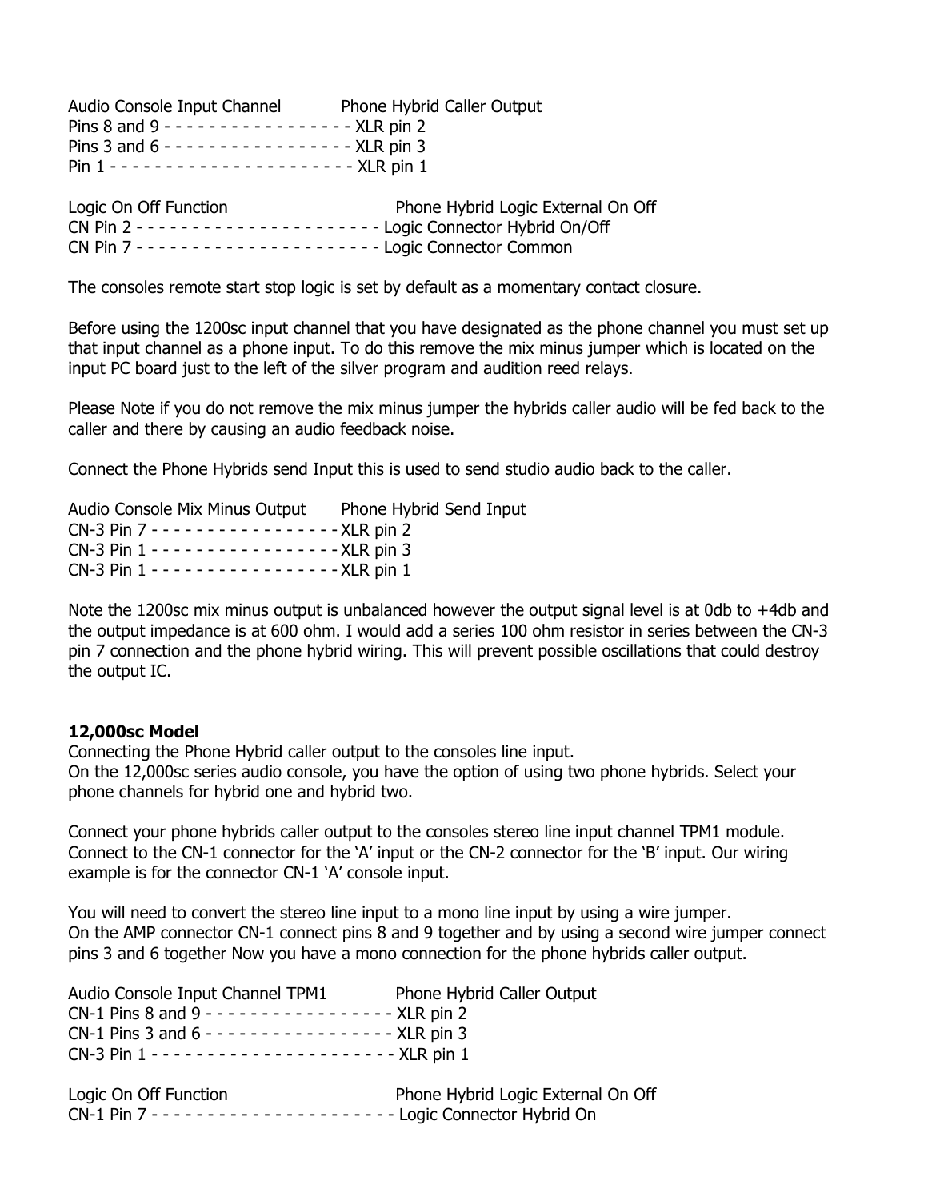Audio Console Input Channel           Phone Hybrid Caller Output
Pins 8 and 9 - - - - - - - - - - - - - - - - - XLR pin 2
Pins 3 and 6 - - - - - - - - - - - - - - - - - XLR pin 3
Pin 1 - - - - - - - - - - - - - - - - - - - - - - XLR pin 1

Logic On Off Function                              Phone Hybrid Logic External On Off
CN Pin 2 - - - - - - - - - - - - - - - - - - - - - - Logic Connector Hybrid On/Off
CN Pin 7 - - - - - - - - - - - - - - - - - - - - - - Logic Connector Common

The consoles remote start stop logic is set by default as a momentary contact closure.

Before using the 1200sc input channel that you have designated as the phone channel you must set up that input channel as a phone input. To do this remove the mix minus jumper which is located on the input PC board just to the left of the silver program and audition reed relays.

Please Note if you do not remove the mix minus jumper the hybrids caller audio will be fed back to the caller and there by causing an audio feedback noise.

Connect the Phone Hybrids send Input this is used to send studio audio back to the caller.

Audio Console Mix Minus Output       Phone Hybrid Send Input
CN-3 Pin 7 - - - - - - - - - - - - - - - - - XLR pin 2
CN-3 Pin 1 - - - - - - - - - - - - - - - - - XLR pin 3
CN-3 Pin 1 - - - - - - - - - - - - - - - - - XLR pin 1

Note the 1200sc mix minus output is unbalanced however the output signal level is at 0db to +4db and the output impedance is at 600 ohm. I would add a series 100 ohm resistor in series between the CN-3 pin 7 connection and the phone hybrid wiring. This will prevent possible oscillations that could destroy the output IC.

**12,000sc Model**
Connecting the Phone Hybrid caller output to the consoles line input.
On the 12,000sc series audio console, you have the option of using two phone hybrids. Select your phone channels for hybrid one and hybrid two.

Connect your phone hybrids caller output to the consoles stereo line input channel TPM1 module. Connect to the CN-1 connector for the 'A' input or the CN-2 connector for the 'B' input. Our wiring example is for the connector CN-1 'A' console input.

You will need to convert the stereo line input to a mono line input by using a wire jumper.
On the AMP connector CN-1 connect pins 8 and 9 together and by using a second wire jumper connect pins 3 and 6 together Now you have a mono connection for the phone hybrids caller output.

Audio Console Input Channel TPM1           Phone Hybrid Caller Output
CN-1 Pins 8 and 9 - - - - - - - - - - - - - - - - - XLR pin 2
CN-1 Pins 3 and 6 - - - - - - - - - - - - - - - - - XLR pin 3
CN-3 Pin 1 - - - - - - - - - - - - - - - - - - - - - - XLR pin 1

Logic On Off Function                              Phone Hybrid Logic External On Off
CN-1 Pin 7 - - - - - - - - - - - - - - - - - - - - - - Logic Connector Hybrid On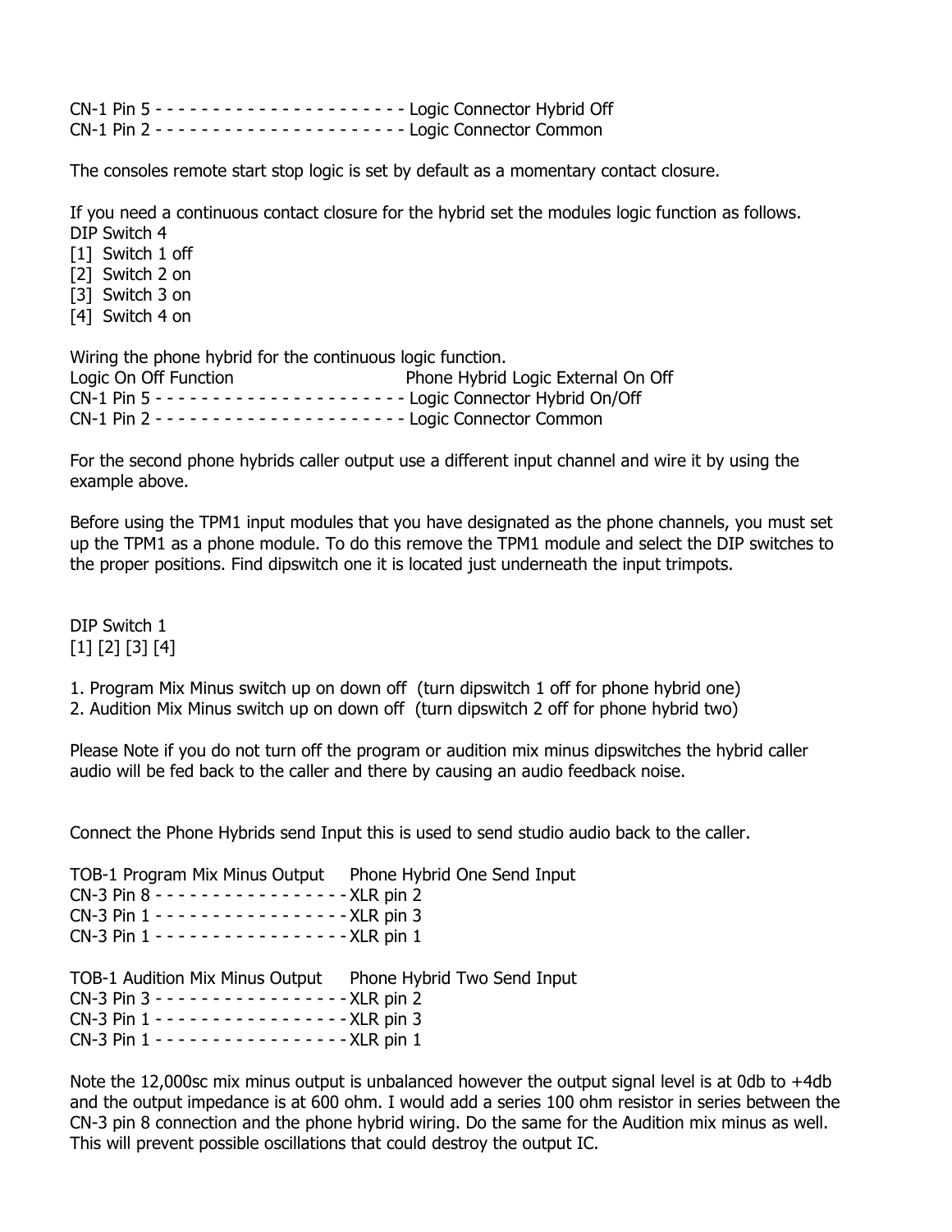CN-1 Pin 5 - - - - - - - - - - - - - - - - - - - - - - Logic Connector Hybrid Off
CN-1 Pin 2 - - - - - - - - - - - - - - - - - - - - - - Logic Connector Common

The consoles remote start stop logic is set by default as a momentary contact closure.

If you need a continuous contact closure for the hybrid set the modules logic function as follows.
DIP Switch 4
[1] Switch 1 off
[2] Switch 2 on
[3] Switch 3 on
[4] Switch 4 on

Wiring the phone hybrid for the continuous logic function.
Logic On Off Function Phone Hybrid Logic External On Off
CN-1 Pin 5 - - - - - - - - - - - - - - - - - - - - - - Logic Connector Hybrid On/Off
CN-1 Pin 2 - - - - - - - - - - - - - - - - - - - - - - Logic Connector Common

For the second phone hybrids caller output use a different input channel and wire it by using the example above.

Before using the TPM1 input modules that you have designated as the phone channels, you must set up the TPM1 as a phone module. To do this remove the TPM1 module and select the DIP switches to the proper positions. Find dipswitch one it is located just underneath the input trimpots.

DIP Switch 1
[1] [2] [3] [4]

1. Program Mix Minus switch up on down off (turn dipswitch 1 off for phone hybrid one)
2. Audition Mix Minus switch up on down off (turn dipswitch 2 off for phone hybrid two)

Please Note if you do not turn off the program or audition mix minus dipswitches the hybrid caller audio will be fed back to the caller and there by causing an audio feedback noise.

Connect the Phone Hybrids send Input this is used to send studio audio back to the caller.

TOB-1 Program Mix Minus Output Phone Hybrid One Send Input
CN-3 Pin 8 - - - - - - - - - - - - - - - - - XLR pin 2
CN-3 Pin 1 - - - - - - - - - - - - - - - - - XLR pin 3
CN-3 Pin 1 - - - - - - - - - - - - - - - - - XLR pin 1

TOB-1 Audition Mix Minus Output Phone Hybrid Two Send Input
CN-3 Pin 3 - - - - - - - - - - - - - - - - - XLR pin 2
CN-3 Pin 1 - - - - - - - - - - - - - - - - - XLR pin 3
CN-3 Pin 1 - - - - - - - - - - - - - - - - - XLR pin 1

Note the 12,000sc mix minus output is unbalanced however the output signal level is at 0db to +4db and the output impedance is at 600 ohm. I would add a series 100 ohm resistor in series between the CN-3 pin 8 connection and the phone hybrid wiring. Do the same for the Audition mix minus as well. This will prevent possible oscillations that could destroy the output IC.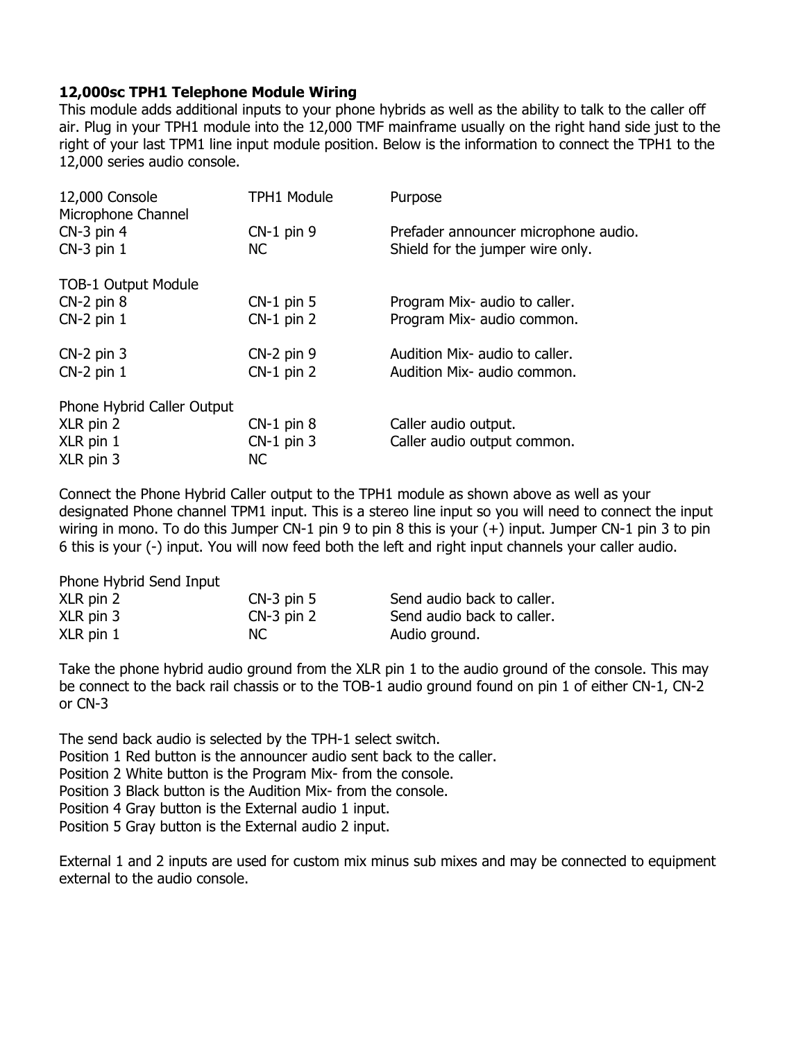**12,000sc TPH1 Telephone Module Wiring**

This module adds additional inputs to your phone hybrids as well as the ability to talk to the caller off air. Plug in your TPH1 module into the 12,000 TMF mainframe usually on the right hand side just to the right of your last TPM1 line input module position. Below is the information to connect the TPH1 to the 12,000 series audio console.

| 12,000 Console | TPH1 Module | Purpose |
|---|---|---|
| Microphone Channel | | |
| CN-3 pin 4 | CN-1 pin 9 | Prefader announcer microphone audio. |
| CN-3 pin 1 | NC | Shield for the jumper wire only. |
| | | |
| TOB-1 Output Module | | |
| CN-2 pin 8 | CN-1 pin 5 | Program Mix- audio to caller. |
| CN-2 pin 1 | CN-1 pin 2 | Program Mix- audio common. |
| | | |
| CN-2 pin 3 | CN-2 pin 9 | Audition Mix- audio to caller. |
| CN-2 pin 1 | CN-1 pin 2 | Audition Mix- audio common. |
| | | |
| Phone Hybrid Caller Output | | |
| XLR pin 2 | CN-1 pin 8 | Caller audio output. |
| XLR pin 1 | CN-1 pin 3 | Caller audio output common. |
| XLR pin 3 | NC | |

Connect the Phone Hybrid Caller output to the TPH1 module as shown above as well as your designated Phone channel TPM1 input. This is a stereo line input so you will need to connect the input wiring in mono. To do this Jumper CN-1 pin 9 to pin 8 this is your (+) input. Jumper CN-1 pin 3 to pin 6 this is your (-) input. You will now feed both the left and right input channels your caller audio.

| Phone Hybrid Send Input | | |
|---|---|---|
| XLR pin 2 | CN-3 pin 5 | Send audio back to caller. |
| XLR pin 3 | CN-3 pin 2 | Send audio back to caller. |
| XLR pin 1 | NC | Audio ground. |

Take the phone hybrid audio ground from the XLR pin 1 to the audio ground of the console. This may be connect to the back rail chassis or to the TOB-1 audio ground found on pin 1 of either CN-1, CN-2 or CN-3

The send back audio is selected by the TPH-1 select switch.
Position 1 Red button is the announcer audio sent back to the caller.
Position 2 White button is the Program Mix- from the console.
Position 3 Black button is the Audition Mix- from the console.
Position 4 Gray button is the External audio 1 input.
Position 5 Gray button is the External audio 2 input.

External 1 and 2 inputs are used for custom mix minus sub mixes and may be connected to equipment external to the audio console.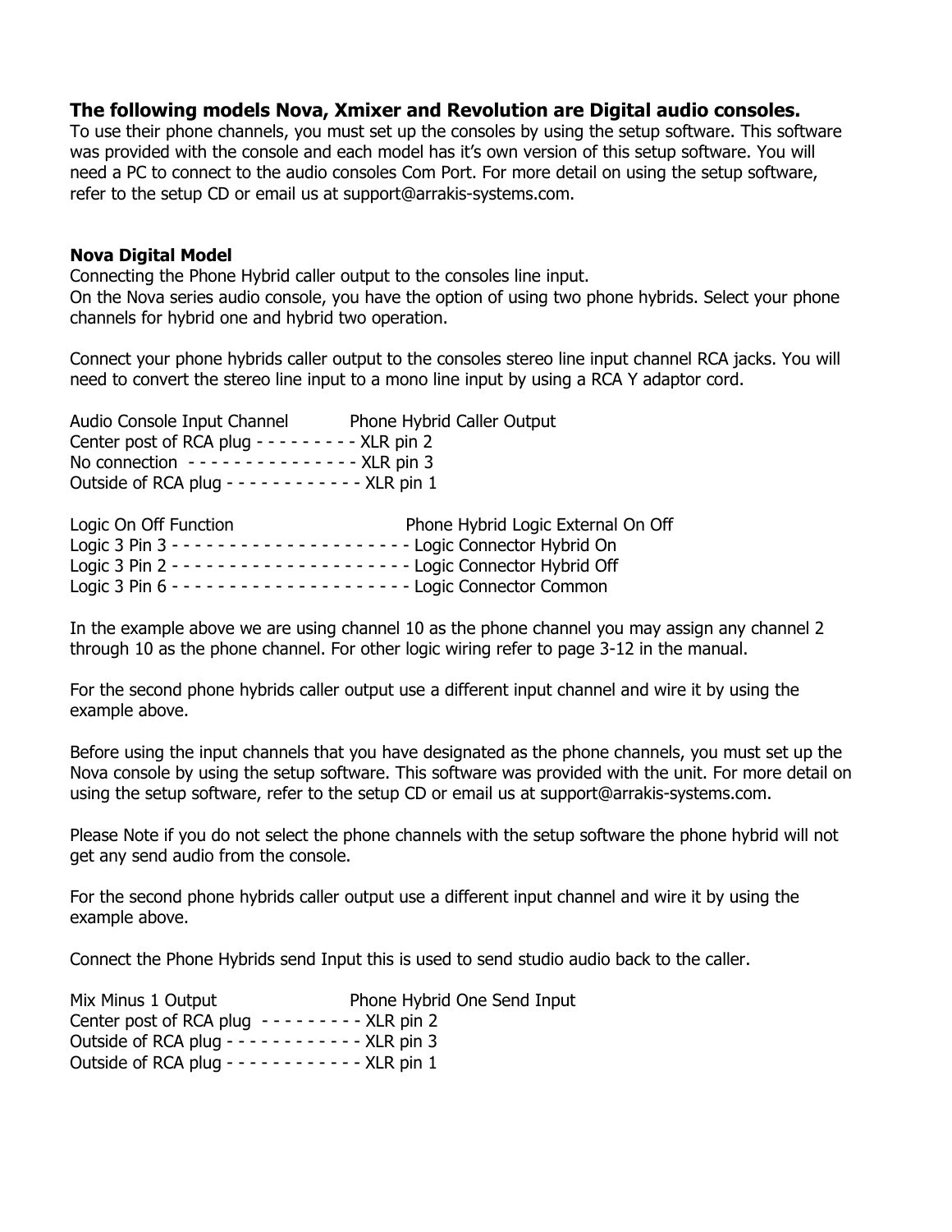**The following models Nova, Xmixer and Revolution are Digital audio consoles.**
To use their phone channels, you must set up the consoles by using the setup software. This software was provided with the console and each model has it's own version of this setup software. You will need a PC to connect to the audio consoles Com Port. For more detail on using the setup software, refer to the setup CD or email us at support@arrakis-systems.com.

**Nova Digital Model**
Connecting the Phone Hybrid caller output to the consoles line input.
On the Nova series audio console, you have the option of using two phone hybrids. Select your phone channels for hybrid one and hybrid two operation.

Connect your phone hybrids caller output to the consoles stereo line input channel RCA jacks. You will need to convert the stereo line input to a mono line input by using a RCA Y adaptor cord.

| Audio Console Input Channel | Phone Hybrid Caller Output |
|---|---|
| Center post of RCA plug | XLR pin 2 |
| No connection | XLR pin 3 |
| Outside of RCA plug | XLR pin 1 |

| Logic On Off Function | Phone Hybrid Logic External On Off |
|---|---|
| Logic 3 Pin 3 | Logic Connector Hybrid On |
| Logic 3 Pin 2 | Logic Connector Hybrid Off |
| Logic 3 Pin 6 | Logic Connector Common |

In the example above we are using channel 10 as the phone channel you may assign any channel 2 through 10 as the phone channel. For other logic wiring refer to page 3-12 in the manual.

For the second phone hybrids caller output use a different input channel and wire it by using the example above.

Before using the input channels that you have designated as the phone channels, you must set up the Nova console by using the setup software. This software was provided with the unit. For more detail on using the setup software, refer to the setup CD or email us at support@arrakis-systems.com.

Please Note if you do not select the phone channels with the setup software the phone hybrid will not get any send audio from the console.

For the second phone hybrids caller output use a different input channel and wire it by using the example above.

Connect the Phone Hybrids send Input this is used to send studio audio back to the caller.

| Mix Minus 1 Output | Phone Hybrid One Send Input |
|---|---|
| Center post of RCA plug | XLR pin 2 |
| Outside of RCA plug | XLR pin 3 |
| Outside of RCA plug | XLR pin 1 |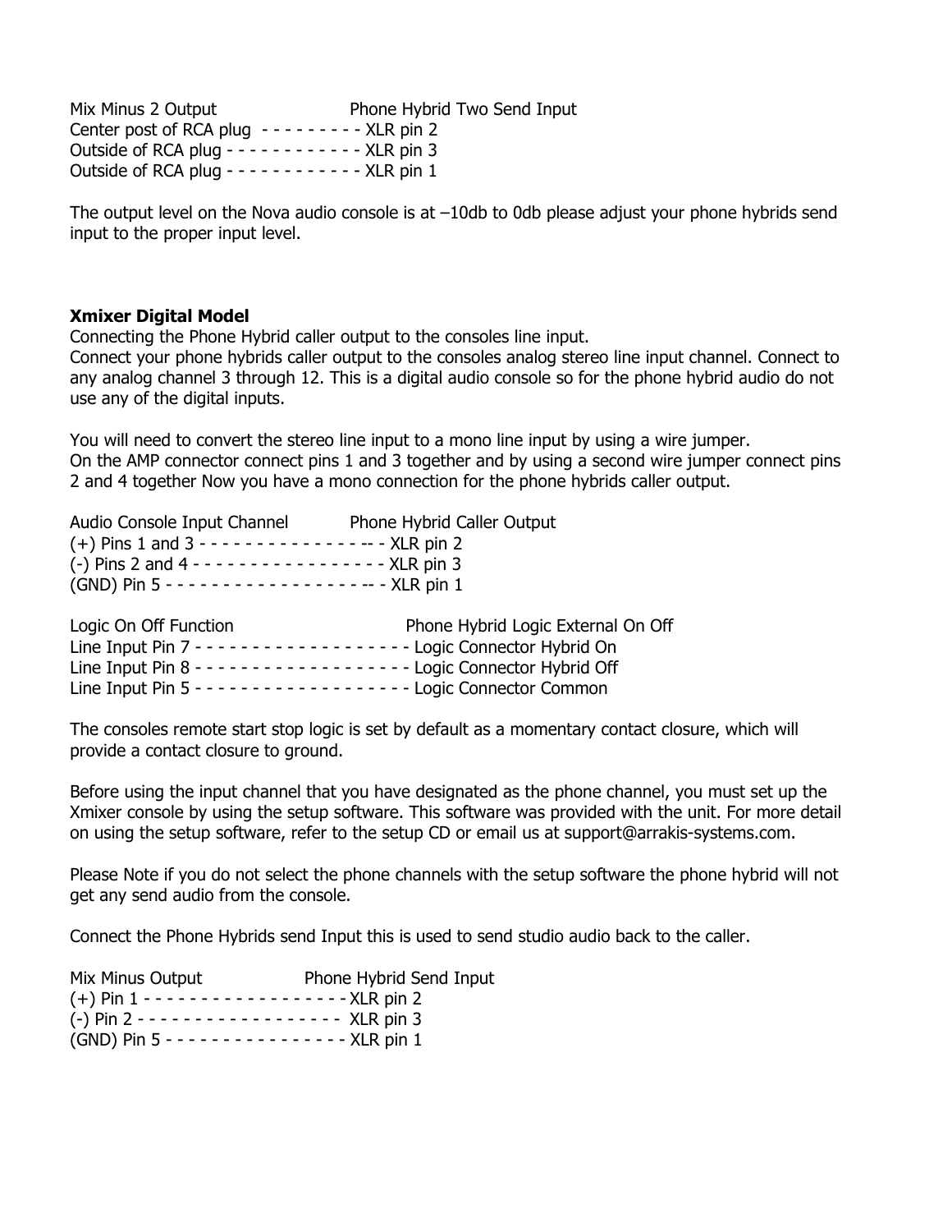Mix Minus 2 Output                    Phone Hybrid Two Send Input
Center post of RCA plug  - - - - - - - - - XLR pin 2
Outside of RCA plug - - - - - - - - - - - - XLR pin 3
Outside of RCA plug - - - - - - - - - - - - XLR pin 1

The output level on the Nova audio console is at –10db to 0db please adjust your phone hybrids send input to the proper input level.

**Xmixer Digital Model**

Connecting the Phone Hybrid caller output to the consoles line input.
Connect your phone hybrids caller output to the consoles analog stereo line input channel. Connect to any analog channel 3 through 12. This is a digital audio console so for the phone hybrid audio do not use any of the digital inputs.

You will need to convert the stereo line input to a mono line input by using a wire jumper.
On the AMP connector connect pins 1 and 3 together and by using a second wire jumper connect pins 2 and 4 together Now you have a mono connection for the phone hybrids caller output.

Audio Console Input Channel          Phone Hybrid Caller Output
(+) Pins 1 and 3 - - - - - - - - - - - - - - - - - XLR pin 2
(-) Pins 2 and 4 - - - - - - - - - - - - - - - - - XLR pin 3
(GND) Pin 5 - - - - - - - - - - - - - - - - - - - XLR pin 1

Logic On Off Function                          Phone Hybrid Logic External On Off
Line Input Pin 7 - - - - - - - - - - - - - - - - - - - Logic Connector Hybrid On
Line Input Pin 8 - - - - - - - - - - - - - - - - - - - Logic Connector Hybrid Off
Line Input Pin 5 - - - - - - - - - - - - - - - - - - - Logic Connector Common

The consoles remote start stop logic is set by default as a momentary contact closure, which will provide a contact closure to ground.

Before using the input channel that you have designated as the phone channel, you must set up the Xmixer console by using the setup software. This software was provided with the unit. For more detail on using the setup software, refer to the setup CD or email us at support@arrakis-systems.com.

Please Note if you do not select the phone channels with the setup software the phone hybrid will not get any send audio from the console.

Connect the Phone Hybrids send Input this is used to send studio audio back to the caller.

Mix Minus Output                 Phone Hybrid Send Input
(+) Pin 1 - - - - - - - - - - - - - - - - - XLR pin 2
(-) Pin 2 - - - - - - - - - - - - - - - - -  XLR pin 3
(GND) Pin 5 - - - - - - - - - - - - - - - XLR pin 1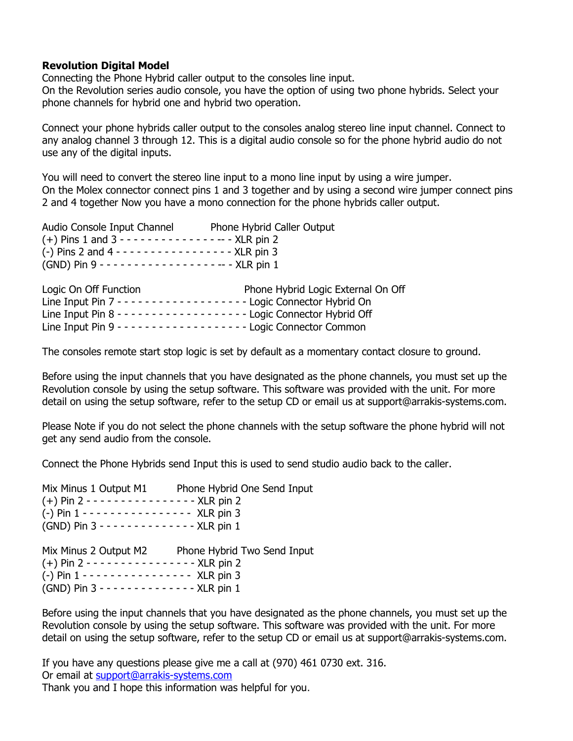**Revolution Digital Model**
Connecting the Phone Hybrid caller output to the consoles line input.
On the Revolution series audio console, you have the option of using two phone hybrids. Select your phone channels for hybrid one and hybrid two operation.

Connect your phone hybrids caller output to the consoles analog stereo line input channel. Connect to any analog channel 3 through 12. This is a digital audio console so for the phone hybrid audio do not use any of the digital inputs.

You will need to convert the stereo line input to a mono line input by using a wire jumper.
On the Molex connector connect pins 1 and 3 together and by using a second wire jumper connect pins 2 and 4 together Now you have a mono connection for the phone hybrids caller output.

Audio Console Input Channel &nbsp;&nbsp;&nbsp;&nbsp;&nbsp;&nbsp;&nbsp;&nbsp; Phone Hybrid Caller Output
(+) Pins 1 and 3 - - - - - - - - - - - - - - - - - XLR pin 2
(-) Pins 2 and 4 - - - - - - - - - - - - - - - - - XLR pin 3
(GND) Pin 9 - - - - - - - - - - - - - - - - - - - - XLR pin 1

Logic On Off Function &nbsp;&nbsp;&nbsp;&nbsp;&nbsp;&nbsp;&nbsp;&nbsp;&nbsp;&nbsp;&nbsp;&nbsp;&nbsp;&nbsp;&nbsp;&nbsp; Phone Hybrid Logic External On Off
Line Input Pin 7 - - - - - - - - - - - - - - - - - - - Logic Connector Hybrid On
Line Input Pin 8 - - - - - - - - - - - - - - - - - - - Logic Connector Hybrid Off
Line Input Pin 9 - - - - - - - - - - - - - - - - - - - Logic Connector Common

The consoles remote start stop logic is set by default as a momentary contact closure to ground.

Before using the input channels that you have designated as the phone channels, you must set up the Revolution console by using the setup software. This software was provided with the unit. For more detail on using the setup software, refer to the setup CD or email us at support@arrakis-systems.com.

Please Note if you do not select the phone channels with the setup software the phone hybrid will not get any send audio from the console.

Connect the Phone Hybrids send Input this is used to send studio audio back to the caller.

Mix Minus 1 Output M1 &nbsp;&nbsp;&nbsp;&nbsp;&nbsp;&nbsp;&nbsp;&nbsp; Phone Hybrid One Send Input
(+) Pin 2 - - - - - - - - - - - - - - - - XLR pin 2
(-) Pin 1 - - - - - - - - - - - - - - - - XLR pin 3
(GND) Pin 3 - - - - - - - - - - - - - - XLR pin 1

Mix Minus 2 Output M2 &nbsp;&nbsp;&nbsp;&nbsp;&nbsp;&nbsp;&nbsp;&nbsp; Phone Hybrid Two Send Input
(+) Pin 2 - - - - - - - - - - - - - - - - XLR pin 2
(-) Pin 1 - - - - - - - - - - - - - - - - XLR pin 3
(GND) Pin 3 - - - - - - - - - - - - - - XLR pin 1

Before using the input channels that you have designated as the phone channels, you must set up the Revolution console by using the setup software. This software was provided with the unit. For more detail on using the setup software, refer to the setup CD or email us at support@arrakis-systems.com.

If you have any questions please give me a call at (970) 461 0730 ext. 316.
Or email at [support@arrakis-systems.com](mailto:support@arrakis-systems.com)
Thank you and I hope this information was helpful for you.